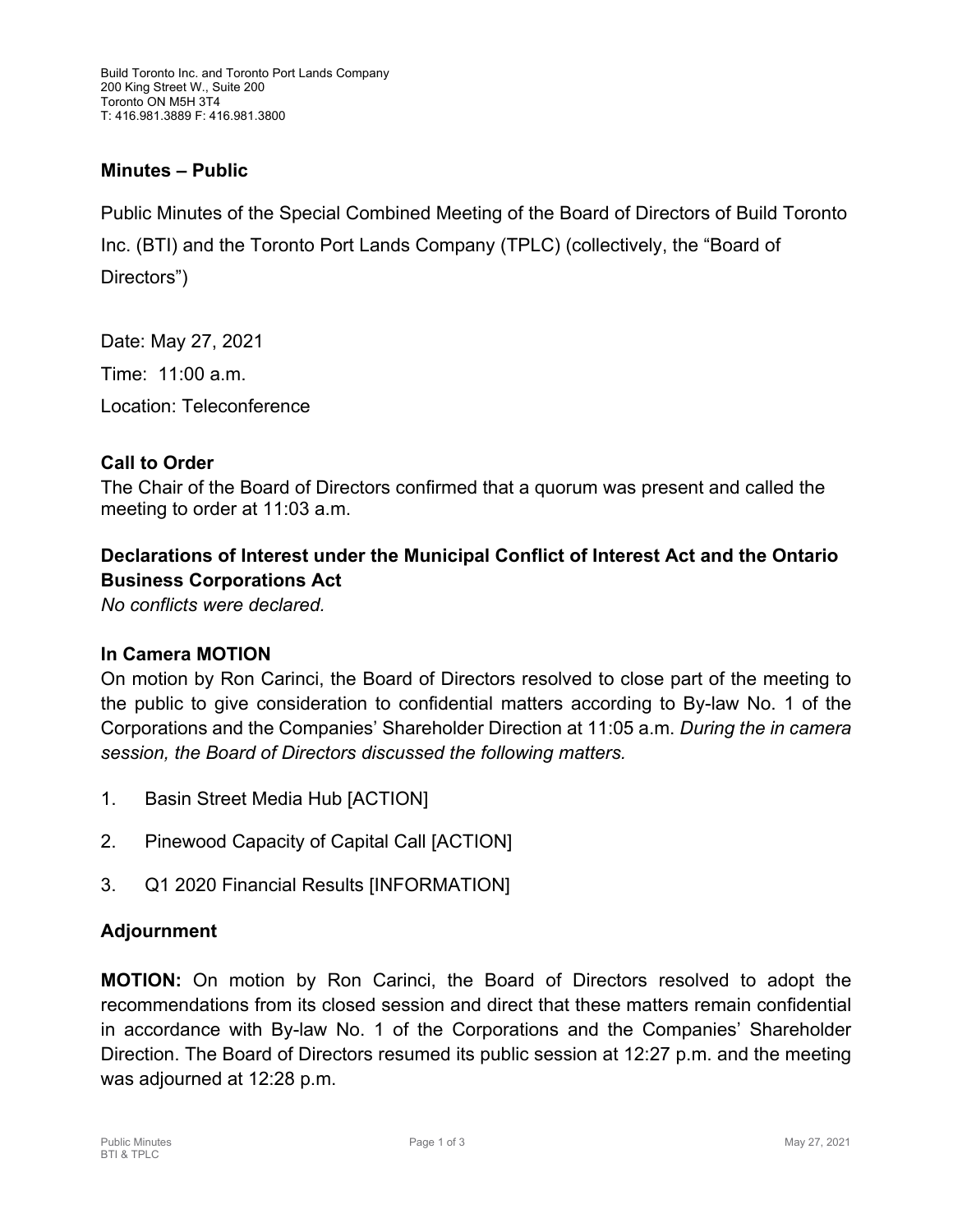Build Toronto Inc. and Toronto Port Lands Company
200 King Street W., Suite 200
Toronto ON M5H 3T4
T: 416.981.3889 F: 416.981.3800

## Minutes – Public

Public Minutes of the Special Combined Meeting of the Board of Directors of Build Toronto Inc. (BTI) and the Toronto Port Lands Company (TPLC) (collectively, the "Board of Directors")

Date: May 27, 2021

Time: 11:00 a.m.

Location: Teleconference

### Call to Order

The Chair of the Board of Directors confirmed that a quorum was present and called the meeting to order at 11:03 a.m.

### Declarations of Interest under the Municipal Conflict of Interest Act and the Ontario Business Corporations Act

*No conflicts were declared.*

### In Camera MOTION

On motion by Ron Carinci, the Board of Directors resolved to close part of the meeting to the public to give consideration to confidential matters according to By-law No. 1 of the Corporations and the Companies' Shareholder Direction at 11:05 a.m. *During the in camera session, the Board of Directors discussed the following matters.*

1. Basin Street Media Hub [ACTION]
2. Pinewood Capacity of Capital Call [ACTION]
3. Q1 2020 Financial Results [INFORMATION]

### Adjournment

**MOTION:** On motion by Ron Carinci, the Board of Directors resolved to adopt the recommendations from its closed session and direct that these matters remain confidential in accordance with By-law No. 1 of the Corporations and the Companies' Shareholder Direction. The Board of Directors resumed its public session at 12:27 p.m. and the meeting was adjourned at 12:28 p.m.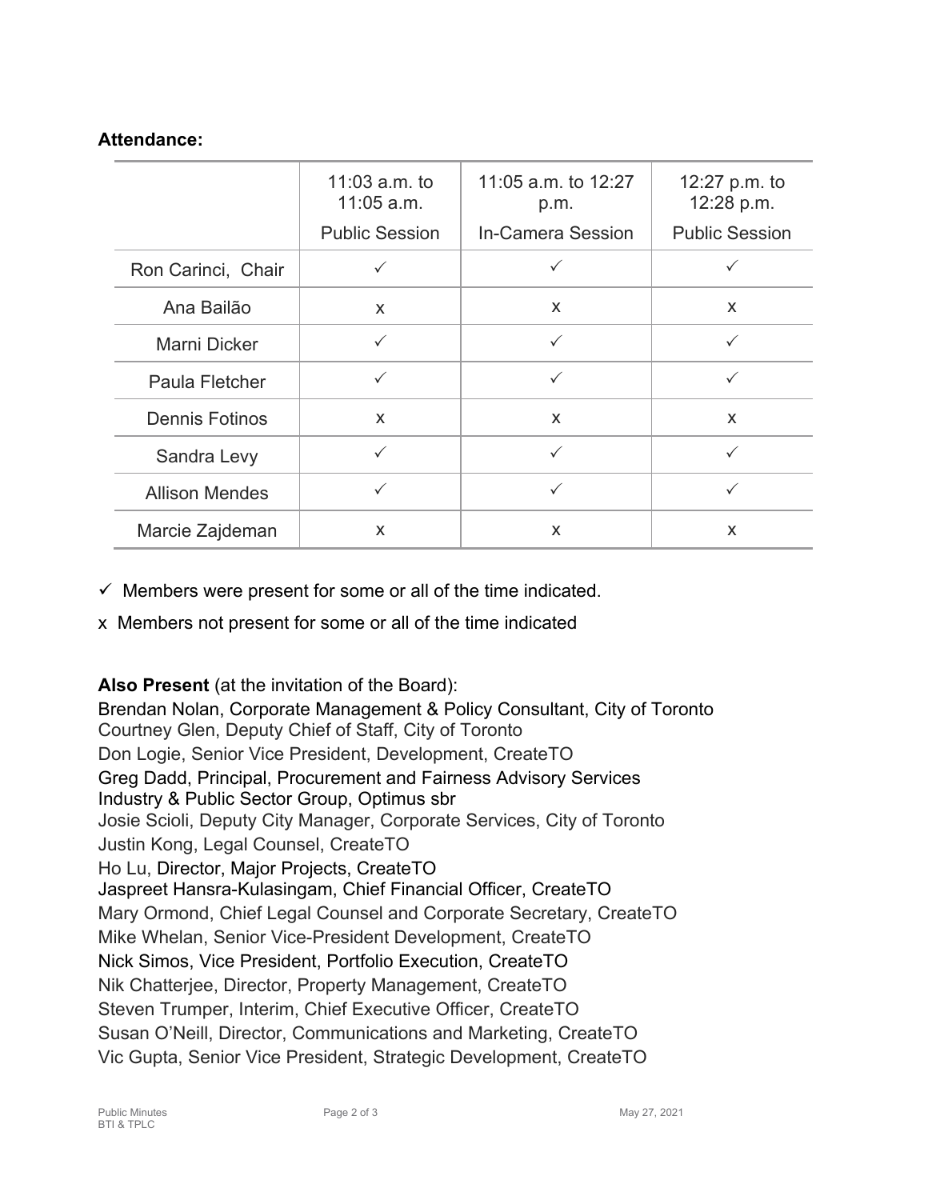**Attendance:**

| | 11:03 a.m. to 11:05 a.m. Public Session | 11:05 a.m. to 12:27 p.m. In-Camera Session | 12:27 p.m. to 12:28 p.m. Public Session |
|---|---|---|---|
| Ron Carinci, Chair | ✓ | ✓ | ✓ |
| Ana Bailão | x | x | x |
| Marni Dicker | ✓ | ✓ | ✓ |
| Paula Fletcher | ✓ | ✓ | ✓ |
| Dennis Fotinos | x | x | x |
| Sandra Levy | ✓ | ✓ | ✓ |
| Allison Mendes | ✓ | ✓ | ✓ |
| Marcie Zajdeman | x | x | x |

✓ Members were present for some or all of the time indicated.

x Members not present for some or all of the time indicated

**Also Present** (at the invitation of the Board):

Brendan Nolan, Corporate Management & Policy Consultant, City of Toronto
Courtney Glen, Deputy Chief of Staff, City of Toronto
Don Logie, Senior Vice President, Development, CreateTO
Greg Dadd, Principal, Procurement and Fairness Advisory Services Industry & Public Sector Group, Optimus sbr
Josie Scioli, Deputy City Manager, Corporate Services, City of Toronto
Justin Kong, Legal Counsel, CreateTO
Ho Lu, Director, Major Projects, CreateTO
Jaspreet Hansra-Kulasingam, Chief Financial Officer, CreateTO
Mary Ormond, Chief Legal Counsel and Corporate Secretary, CreateTO
Mike Whelan, Senior Vice-President Development, CreateTO
Nick Simos, Vice President, Portfolio Execution, CreateTO
Nik Chatterjee, Director, Property Management, CreateTO
Steven Trumper, Interim, Chief Executive Officer, CreateTO
Susan O'Neill, Director, Communications and Marketing, CreateTO
Vic Gupta, Senior Vice President, Strategic Development, CreateTO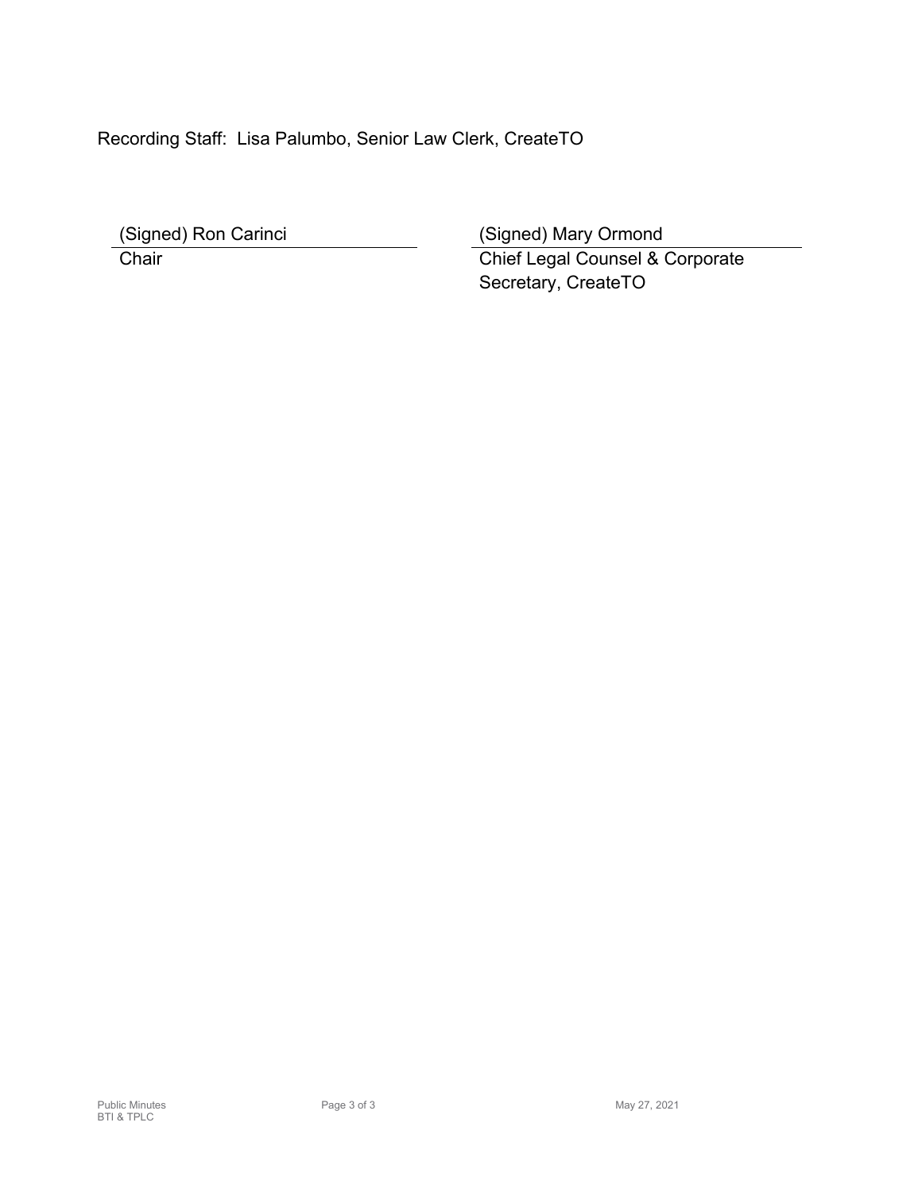Recording Staff: Lisa Palumbo, Senior Law Clerk, CreateTO

| | |
|---|---|
| (Signed) Ron Carinci | (Signed) Mary Ormond |
| Chair | Chief Legal Counsel & Corporate Secretary, CreateTO |